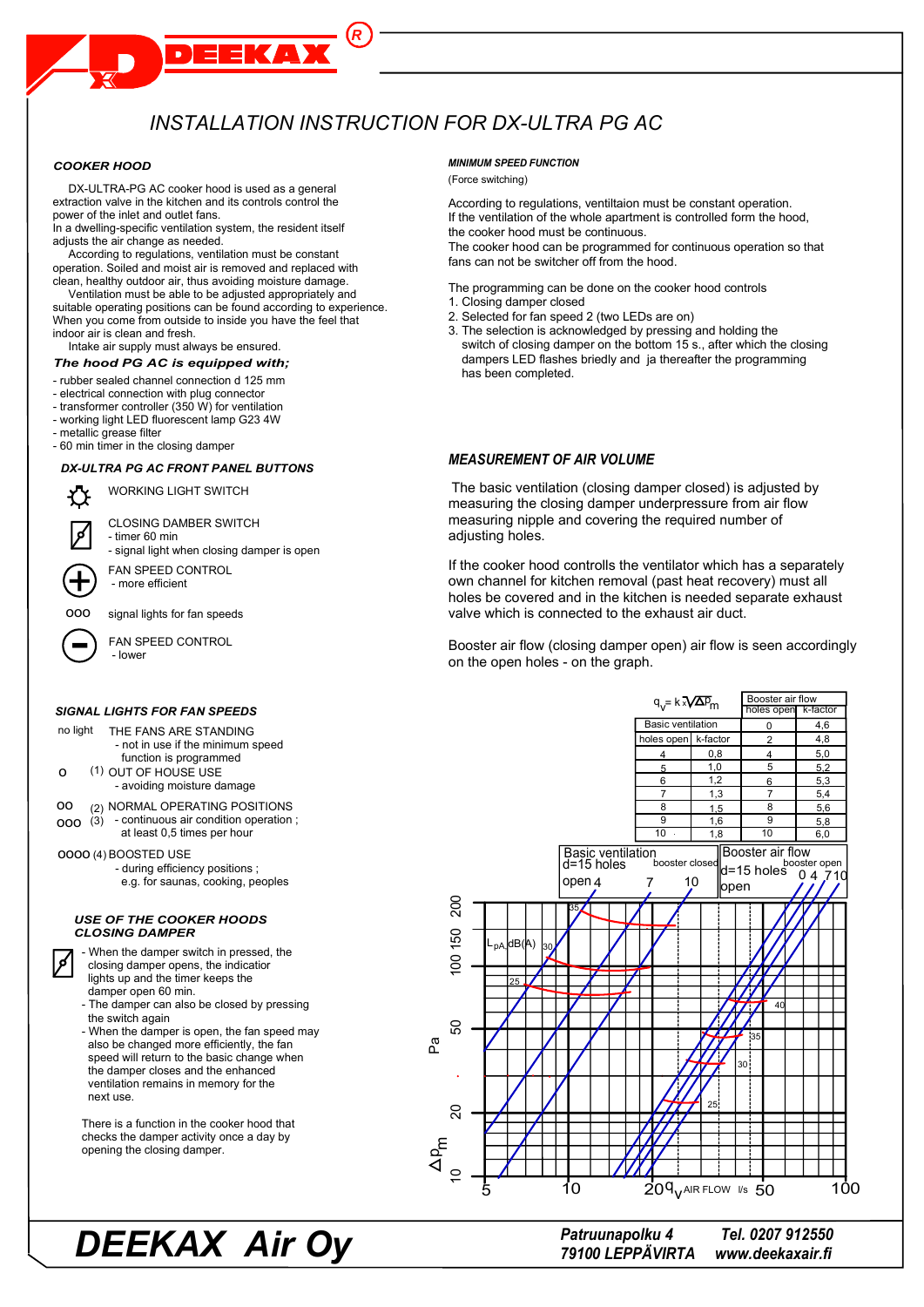# INSTALLATION INSTRUCTION FOR DX-ULTRA PG AC

## COOKER HOOD

DX-ULTRA-PG AC cooker hood is used as a general extraction valve in the kitchen and its controls control the power of the inlet and outlet fans.
In a dwelling-specific ventilation system, the resident itself adjusts the air change as needed.
According to regulations, ventilation must be constant operation. Soiled and moist air is removed and replaced with clean, healthy outdoor air, thus avoiding moisture damage.
Ventilation must be able to be adjusted appropriately and suitable operating positions can be found according to experience. When you come from outside to inside you have the feel that indoor air is clean and fresh.
Intake air supply must always be ensured.

### The hood PG AC is equipped with;

- rubber sealed channel connection d 125 mm
- electrical connection with plug connector
- transformer controller (350 W) for ventilation
- working light LED fluorescent lamp G23 4W
- metallic grease filter
- 60 min timer in the closing damper

### DX-ULTRA PG AC FRONT PANEL BUTTONS

- WORKING LIGHT SWITCH
- CLOSING DAMBER SWITCH
  - timer 60 min
  - signal light when closing damper is open
- FAN SPEED CONTROL
  - more efficient
- ooo signal lights for fan speeds
- FAN SPEED CONTROL
  - lower

### SIGNAL LIGHTS FOR FAN SPEEDS

no light THE FANS ARE STANDING
- not in use if the minimum speed function is programmed

o (1) OUT OF HOUSE USE
- avoiding moisture damage

oo (2) NORMAL OPERATING POSITIONS
ooo (3) - continuous air condition operation ; at least 0,5 times per hour

oooo (4) BOOSTED USE
- during efficiency positions ; e.g. for saunas, cooking, peoples

### USE OF THE COOKER HOODS CLOSING DAMPER

- When the damper switch in pressed, the closing damper opens, the indicator lights up and the timer keeps the damper open 60 min.
- The damper can also be closed by pressing the switch again
- When the damper is open, the fan speed may also be changed more efficiently, the fan speed will return to the basic change when the damper closes and the enhanced ventilation remains in memory for the next use.

There is a function in the cooker hood that checks the damper activity once a day by opening the closing damper.

### MINIMUM SPEED FUNCTION

(Force switching)

According to regulations, ventiltaion must be constant operation.
If the ventilation of the whole apartment is controlled form the hood, the cooker hood must be continuous.
The cooker hood can be programmed for continuous operation so that fans can not be switcher off from the hood.

The programming can be done on the cooker hood controls
1. Closing damper closed
2. Selected for fan speed 2 (two LEDs are on)
3. The selection is acknowledged by pressing and holding the switch of closing damper on the bottom 15 s., after which the closing dampers LED flashes briedly and ja thereafter the programming has been completed.

### MEASUREMENT OF AIR VOLUME

The basic ventilation (closing damper closed) is adjusted by measuring the closing damper underpressure from air flow measuring nipple and covering the required number of adjusting holes.

If the cooker hood controlls the ventilator which has a separately own channel for kitchen removal (past heat recovery) must all holes be covered and in the kitchen is needed separate exhaust valve which is connected to the exhaust air duct.

Booster air flow (closing damper open) air flow is seen accordingly on the open holes - on the graph.

$q_v = k\sqrt{\Delta p_m}$

| Basic ventilation holes open | k-factor | Booster air flow holes open | k-factor |
|---|---|---|---|
| | | 0 | 4,6 |
| | | 2 | 4,8 |
| 4 | 0,8 | 4 | 5,0 |
| 5 | 1,0 | 5 | 5,2 |
| 6 | 1,2 | 6 | 5,3 |
| 7 | 1,3 | 7 | 5,4 |
| 8 | 1,5 | 8 | 5,6 |
| 9 | 1,6 | 9 | 5,8 |
| 10 | 1,8 | 10 | 6,0 |

Graph: Basic ventilation d=15 holes open 4, 7, 10 (booster closed); Booster air flow d=15 holes open 0, 4, 7, 10 (booster open). Y-axis: $\Delta p_m$ Pa (10, 20, 50, 100, 150, 200); $L_{pA}$ dB(A) curves 25, 30, 35, 40. X-axis: $q_v$ AIR FLOW l/s (5, 10, 20, 50, 100).

**DEEKAX Air Oy**

Patruunapolku 4
79100 LEPPÄVIRTA

Tel. 0207 912550
www.deekaxair.fi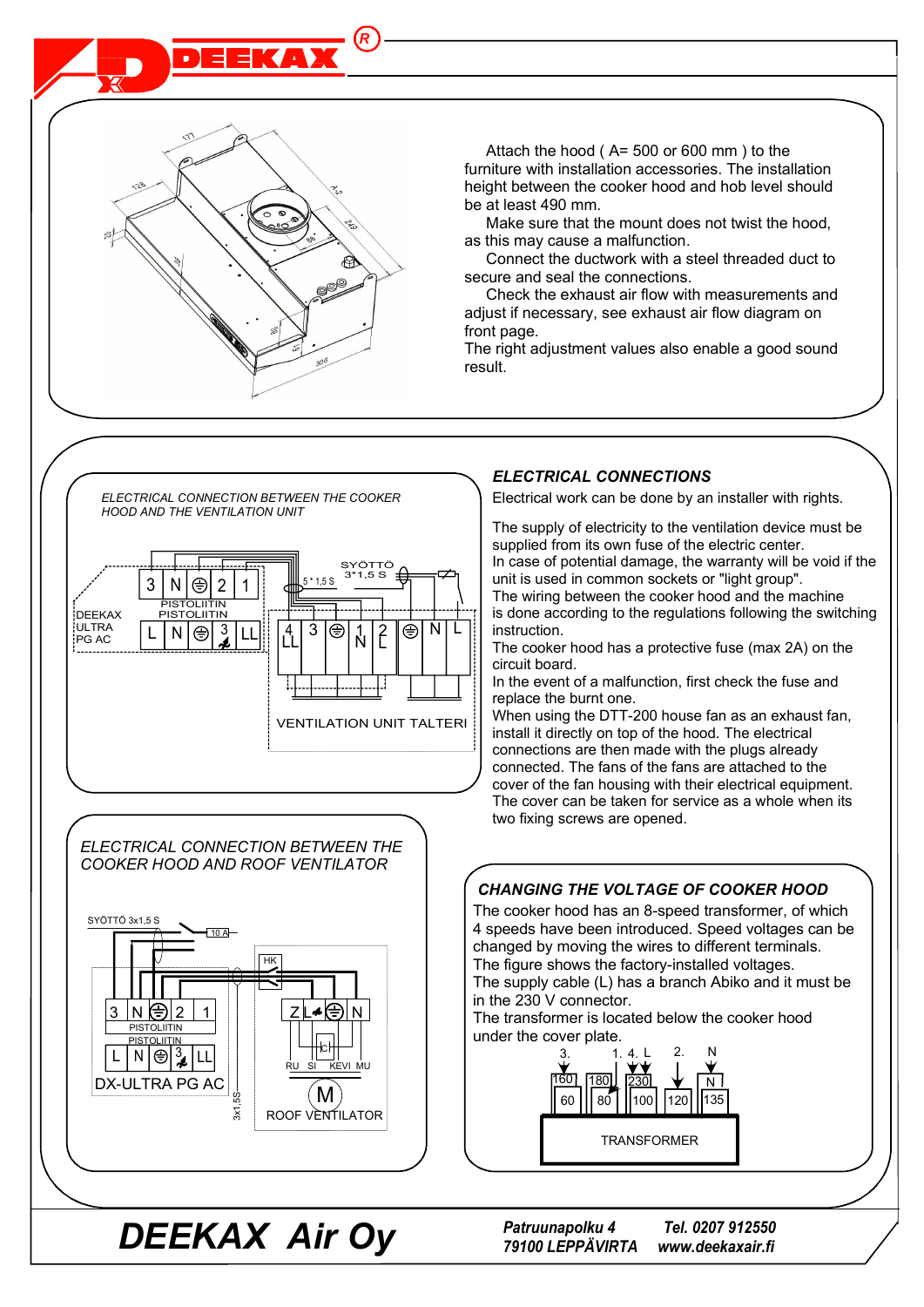Attach the hood ( A= 500 or 600 mm ) to the furniture with installation accessories. The installation height between the cooker hood and hob level should be at least 490 mm.

Make sure that the mount does not twist the hood, as this may cause a malfunction.

Connect the ductwork with a steel threaded duct to secure and seal the connections.

Check the exhaust air flow with measurements and adjust if necessary, see exhaust air flow diagram on front page.

The right adjustment values also enable a good sound result.

*ELECTRICAL CONNECTION BETWEEN THE COOKER HOOD AND THE VENTILATION UNIT*

SYÖTTÖ 3*1,5 S

5 * 1,5 S

3 N ⏚ 2 1

PISTOLIITIN

PISTOLIITIN

DEEKAX ULTRA PG AC

L N ⏚ 3 LL

4 LL 3 ⏚ 1 N 2 L ⏚ N L

VENTILATION UNIT TALTERI

## *ELECTRICAL CONNECTIONS*

Electrical work can be done by an installer with rights.

The supply of electricity to the ventilation device must be supplied from its own fuse of the electric center.
In case of potential damage, the warranty will be void if the unit is used in common sockets or "light group".
The wiring between the cooker hood and the machine is done according to the regulations following the switching instruction.
The cooker hood has a protective fuse (max 2A) on the circuit board.
In the event of a malfunction, first check the fuse and replace the burnt one.
When using the DTT-200 house fan as an exhaust fan, install it directly on top of the hood. The electrical connections are then made with the plugs already connected. The fans of the fans are attached to the cover of the fan housing with their electrical equipment. The cover can be taken for service as a whole when its two fixing screws are opened.

*ELECTRICAL CONNECTION BETWEEN THE COOKER HOOD AND ROOF VENTILATOR*

SYÖTTÖ 3x1,5 S

10 A

HK

3 N ⏚ 2 1

PISTOLIITIN

PISTOLIITIN

L N ⏚ 3 LL

DX-ULTRA PG AC

3x1,5S

Z L ⏚ N

C

RU SI KEVI MU

M

ROOF VENTILATOR

## *CHANGING THE VOLTAGE OF COOKER HOOD*

The cooker hood has an 8-speed transformer, of which 4 speeds have been introduced. Speed voltages can be changed by moving the wires to different terminals.
The figure shows the factory-installed voltages.
The supply cable (L) has a branch Abiko and it must be in the 230 V connector.
The transformer is located below the cooker hood under the cover plate.

3. 1. 4. L 2. N

160 180 230 N

60 80 100 120 135

TRANSFORMER

# DEEKAX Air Oy

*Patruunapolku 4*
*79100 LEPPÄVIRTA*

*Tel. 0207 912550*
*www.deekaxair.fi*